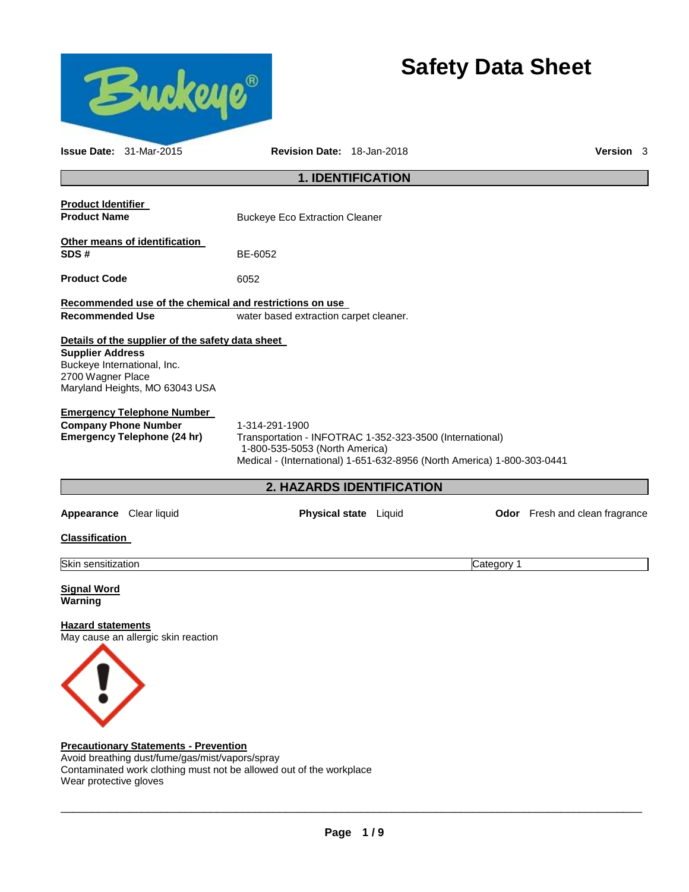# Safety Data Sheet

**Issue Date:** 31-Mar-2015 **Revision Date:** 18-Jan-2018 **Version** 3

## 1. IDENTIFICATION

**Product Identifier**

**Product Name** Buckeye Eco Extraction Cleaner

**Other means of identification**

**SDS #** BE-6052

**Product Code** 6052

**Recommended use of the chemical and restrictions on use**

**Recommended Use** water based extraction carpet cleaner.

**Details of the supplier of the safety data sheet**

**Supplier Address**
Buckeye International, Inc.
2700 Wagner Place
Maryland Heights, MO 63043 USA

**Emergency Telephone Number**

**Company Phone Number** 1-314-291-1900

**Emergency Telephone (24 hr)** Transportation - INFOTRAC 1-352-323-3500 (International)
1-800-535-5053 (North America)
Medical - (International) 1-651-632-8956 (North America) 1-800-303-0441

## 2. HAZARDS IDENTIFICATION

**Appearance** Clear liquid **Physical state** Liquid **Odor** Fresh and clean fragrance

**Classification**

| Skin sensitization | Category 1 |
|---|---|

**Signal Word**
**Warning**

**Hazard statements**
May cause an allergic skin reaction

**Precautionary Statements - Prevention**
Avoid breathing dust/fume/gas/mist/vapors/spray
Contaminated work clothing must not be allowed out of the workplace
Wear protective gloves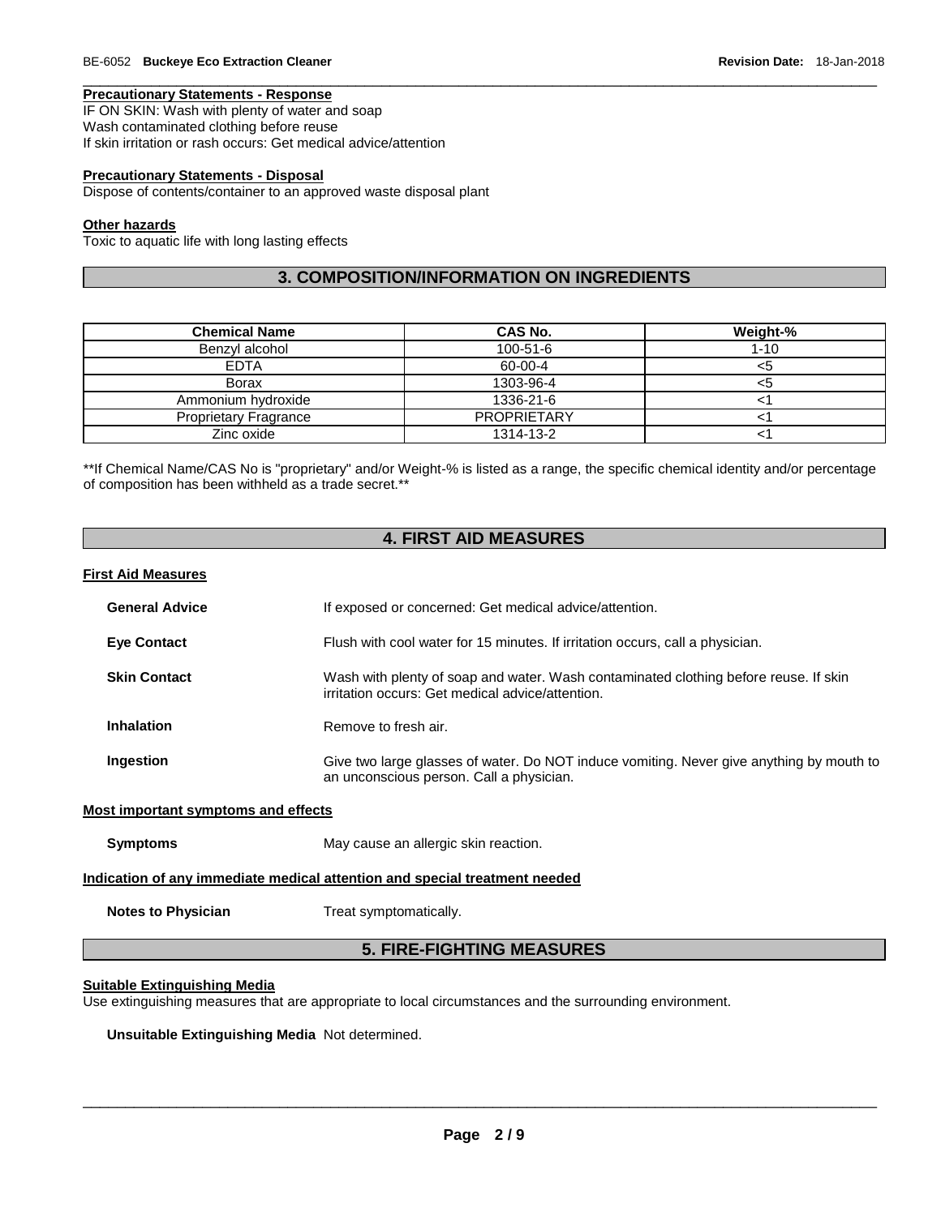#### Precautionary Statements - Response

IF ON SKIN: Wash with plenty of water and soap
Wash contaminated clothing before reuse
If skin irritation or rash occurs: Get medical advice/attention

#### Precautionary Statements - Disposal

Dispose of contents/container to an approved waste disposal plant

#### Other hazards

Toxic to aquatic life with long lasting effects

## 3. COMPOSITION/INFORMATION ON INGREDIENTS

| Chemical Name | CAS No. | Weight-% |
|---|---|---|
| Benzyl alcohol | 100-51-6 | 1-10 |
| EDTA | 60-00-4 | <5 |
| Borax | 1303-96-4 | <5 |
| Ammonium hydroxide | 1336-21-6 | <1 |
| Proprietary Fragrance | PROPRIETARY | <1 |
| Zinc oxide | 1314-13-2 | <1 |

**If Chemical Name/CAS No is "proprietary" and/or Weight-% is listed as a range, the specific chemical identity and/or percentage of composition has been withheld as a trade secret.**

## 4. FIRST AID MEASURES

#### First Aid Measures

**General Advice** If exposed or concerned: Get medical advice/attention.

**Eye Contact** Flush with cool water for 15 minutes. If irritation occurs, call a physician.

**Skin Contact** Wash with plenty of soap and water. Wash contaminated clothing before reuse. If skin irritation occurs: Get medical advice/attention.

**Inhalation** Remove to fresh air.

**Ingestion** Give two large glasses of water. Do NOT induce vomiting. Never give anything by mouth to an unconscious person. Call a physician.

#### Most important symptoms and effects

**Symptoms** May cause an allergic skin reaction.

#### Indication of any immediate medical attention and special treatment needed

**Notes to Physician** Treat symptomatically.

## 5. FIRE-FIGHTING MEASURES

#### Suitable Extinguishing Media

Use extinguishing measures that are appropriate to local circumstances and the surrounding environment.

**Unsuitable Extinguishing Media** Not determined.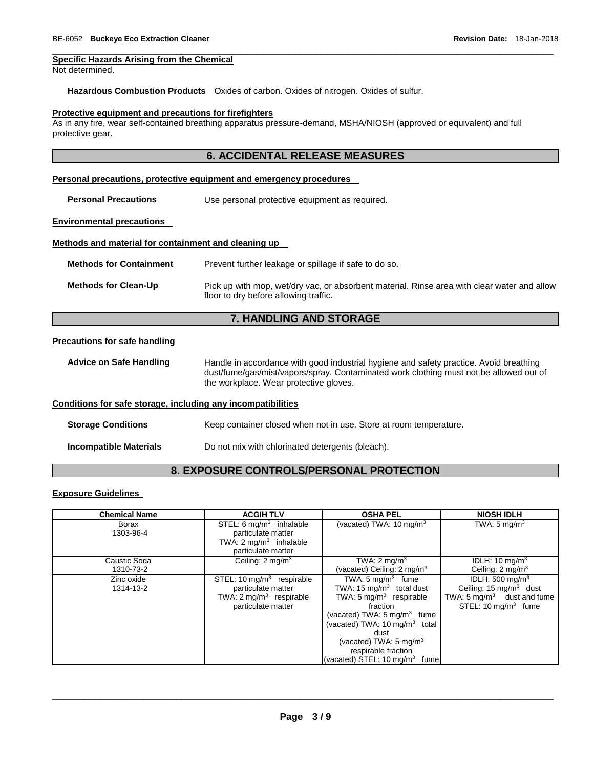**Specific Hazards Arising from the Chemical**

Not determined.

**Hazardous Combustion Products** Oxides of carbon. Oxides of nitrogen. Oxides of sulfur.

**Protective equipment and precautions for firefighters**

As in any fire, wear self-contained breathing apparatus pressure-demand, MSHA/NIOSH (approved or equivalent) and full protective gear.

## 6. ACCIDENTAL RELEASE MEASURES

**Personal precautions, protective equipment and emergency procedures**

**Personal Precautions** Use personal protective equipment as required.

**Environmental precautions**

**Methods and material for containment and cleaning up**

**Methods for Containment** Prevent further leakage or spillage if safe to do so.

**Methods for Clean-Up** Pick up with mop, wet/dry vac, or absorbent material. Rinse area with clear water and allow floor to dry before allowing traffic.

## 7. HANDLING AND STORAGE

**Precautions for safe handling**

**Advice on Safe Handling** Handle in accordance with good industrial hygiene and safety practice. Avoid breathing dust/fume/gas/mist/vapors/spray. Contaminated work clothing must not be allowed out of the workplace. Wear protective gloves.

**Conditions for safe storage, including any incompatibilities**

**Storage Conditions** Keep container closed when not in use. Store at room temperature.

**Incompatible Materials** Do not mix with chlorinated detergents (bleach).

## 8. EXPOSURE CONTROLS/PERSONAL PROTECTION

**Exposure Guidelines**

| Chemical Name | ACGIH TLV | OSHA PEL | NIOSH IDLH |
|---|---|---|---|
| Borax 1303-96-4 | STEL: 6 mg/m$^3$ inhalable particulate matter TWA: 2 mg/m$^3$ inhalable particulate matter | (vacated) TWA: 10 mg/m$^3$ | TWA: 5 mg/m$^3$ |
| Caustic Soda 1310-73-2 | Ceiling: 2 mg/m$^3$ | TWA: 2 mg/m$^3$ (vacated) Ceiling: 2 mg/m$^3$ | IDLH: 10 mg/m$^3$ Ceiling: 2 mg/m$^3$ |
| Zinc oxide 1314-13-2 | STEL: 10 mg/m$^3$ respirable particulate matter TWA: 2 mg/m$^3$ respirable particulate matter | TWA: 5 mg/m$^3$ fume TWA: 15 mg/m$^3$ total dust TWA: 5 mg/m$^3$ respirable fraction (vacated) TWA: 5 mg/m$^3$ fume (vacated) TWA: 10 mg/m$^3$ total dust (vacated) TWA: 5 mg/m$^3$ respirable fraction (vacated) STEL: 10 mg/m$^3$ fume | IDLH: 500 mg/m$^3$ Ceiling: 15 mg/m$^3$ dust TWA: 5 mg/m$^3$ dust and fume STEL: 10 mg/m$^3$ fume |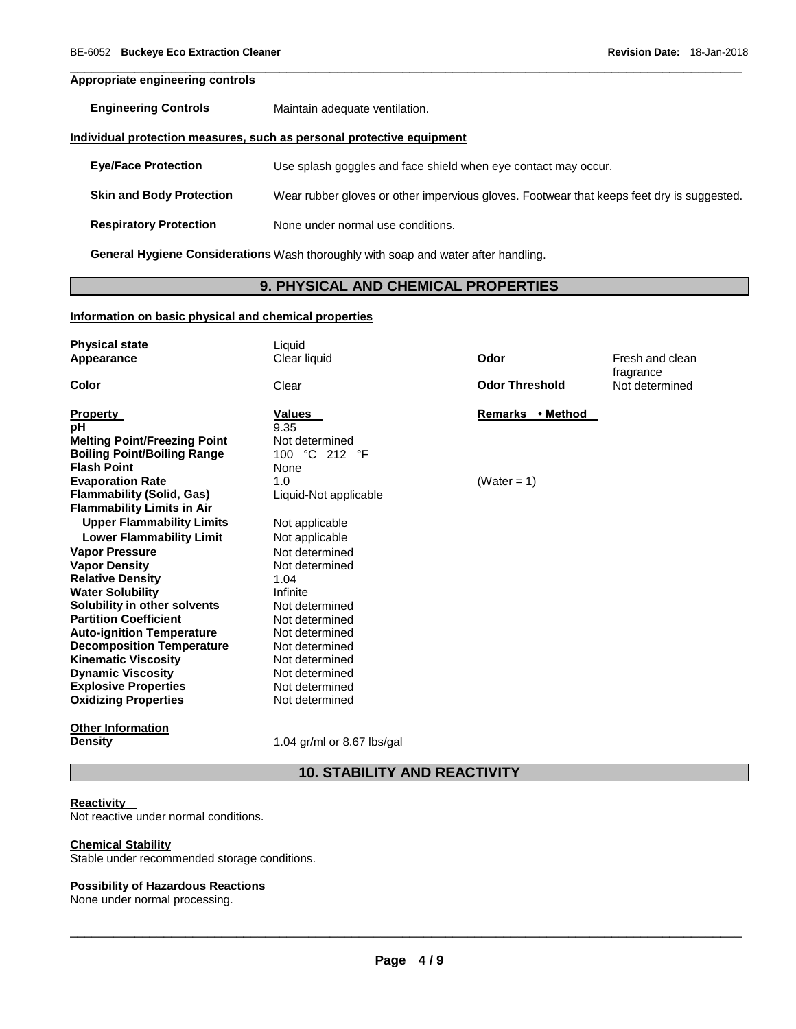### Appropriate engineering controls

**Engineering Controls** Maintain adequate ventilation.

### Individual protection measures, such as personal protective equipment

**Eye/Face Protection** Use splash goggles and face shield when eye contact may occur.

**Skin and Body Protection** Wear rubber gloves or other impervious gloves. Footwear that keeps feet dry is suggested.

**Respiratory Protection** None under normal use conditions.

**General Hygiene Considerations** Wash thoroughly with soap and water after handling.

## 9. PHYSICAL AND CHEMICAL PROPERTIES

### Information on basic physical and chemical properties

| | | | |
|---|---|---|---|
| **Physical state** | Liquid | | |
| **Appearance** | Clear liquid | **Odor** | Fresh and clean fragrance |
| **Color** | Clear | **Odor Threshold** | Not determined |

| Property | Values | Remarks • Method |
|---|---|---|
| **pH** | 9.35 | |
| **Melting Point/Freezing Point** | Not determined | |
| **Boiling Point/Boiling Range** | 100 °C 212 °F | |
| **Flash Point** | None | |
| **Evaporation Rate** | 1.0 | (Water = 1) |
| **Flammability (Solid, Gas)** | Liquid-Not applicable | |
| **Flammability Limits in Air** | | |
| **Upper Flammability Limits** | Not applicable | |
| **Lower Flammability Limit** | Not applicable | |
| **Vapor Pressure** | Not determined | |
| **Vapor Density** | Not determined | |
| **Relative Density** | 1.04 | |
| **Water Solubility** | Infinite | |
| **Solubility in other solvents** | Not determined | |
| **Partition Coefficient** | Not determined | |
| **Auto-ignition Temperature** | Not determined | |
| **Decomposition Temperature** | Not determined | |
| **Kinematic Viscosity** | Not determined | |
| **Dynamic Viscosity** | Not determined | |
| **Explosive Properties** | Not determined | |
| **Oxidizing Properties** | Not determined | |

### Other Information

**Density** 1.04 gr/ml or 8.67 lbs/gal

## 10. STABILITY AND REACTIVITY

### Reactivity

Not reactive under normal conditions.

### Chemical Stability

Stable under recommended storage conditions.

### Possibility of Hazardous Reactions

None under normal processing.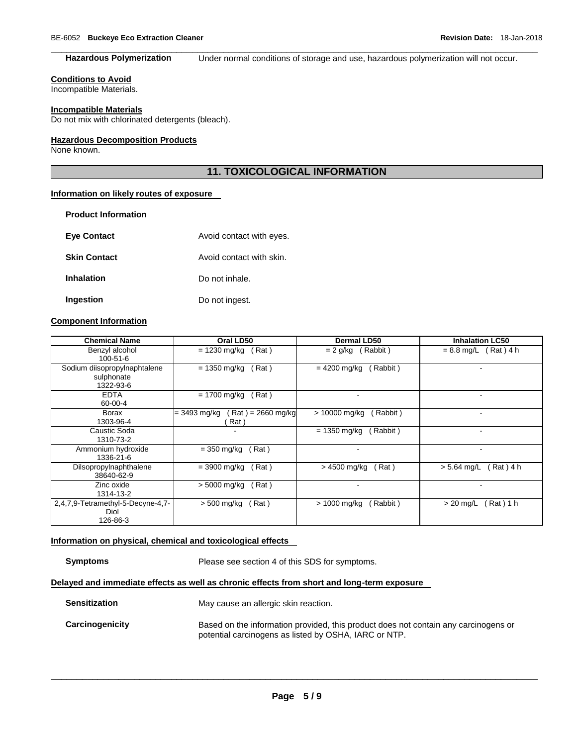**Hazardous Polymerization** Under normal conditions of storage and use, hazardous polymerization will not occur.

**Conditions to Avoid**
Incompatible Materials.

**Incompatible Materials**
Do not mix with chlorinated detergents (bleach).

**Hazardous Decomposition Products**
None known.

## 11. TOXICOLOGICAL INFORMATION

**Information on likely routes of exposure**

**Product Information**

**Eye Contact** Avoid contact with eyes.

**Skin Contact** Avoid contact with skin.

**Inhalation** Do not inhale.

**Ingestion** Do not ingest.

**Component Information**

| Chemical Name | Oral LD50 | Dermal LD50 | Inhalation LC50 |
|---|---|---|---|
| Benzyl alcohol 100-51-6 | = 1230 mg/kg ( Rat ) | = 2 g/kg ( Rabbit ) | = 8.8 mg/L ( Rat ) 4 h |
| Sodium diisopropylnaphtalene sulphonate 1322-93-6 | = 1350 mg/kg ( Rat ) | = 4200 mg/kg ( Rabbit ) | - |
| EDTA 60-00-4 | = 1700 mg/kg ( Rat ) | - | - |
| Borax 1303-96-4 | = 3493 mg/kg ( Rat ) = 2660 mg/kg ( Rat ) | > 10000 mg/kg ( Rabbit ) | - |
| Caustic Soda 1310-73-2 | - | = 1350 mg/kg ( Rabbit ) | - |
| Ammonium hydroxide 1336-21-6 | = 350 mg/kg ( Rat ) | - | - |
| DiIsopropylnaphthalene 38640-62-9 | = 3900 mg/kg ( Rat ) | > 4500 mg/kg ( Rat ) | > 5.64 mg/L ( Rat ) 4 h |
| Zinc oxide 1314-13-2 | > 5000 mg/kg ( Rat ) | - | - |
| 2,4,7,9-Tetramethyl-5-Decyne-4,7-Diol 126-86-3 | > 500 mg/kg ( Rat ) | > 1000 mg/kg ( Rabbit ) | > 20 mg/L ( Rat ) 1 h |

**Information on physical, chemical and toxicological effects**

**Symptoms** Please see section 4 of this SDS for symptoms.

**Delayed and immediate effects as well as chronic effects from short and long-term exposure**

**Sensitization** May cause an allergic skin reaction.

**Carcinogenicity** Based on the information provided, this product does not contain any carcinogens or potential carcinogens as listed by OSHA, IARC or NTP.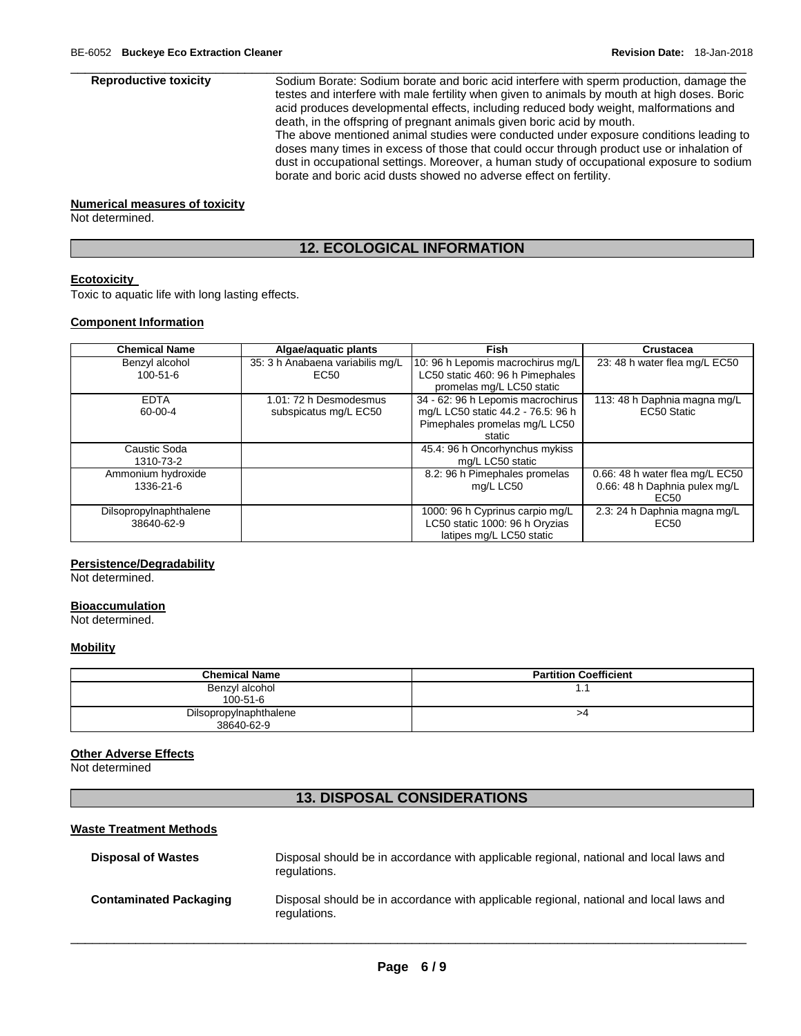**Reproductive toxicity** Sodium Borate: Sodium borate and boric acid interfere with sperm production, damage the testes and interfere with male fertility when given to animals by mouth at high doses. Boric acid produces developmental effects, including reduced body weight, malformations and death, in the offspring of pregnant animals given boric acid by mouth.
The above mentioned animal studies were conducted under exposure conditions leading to doses many times in excess of those that could occur through product use or inhalation of dust in occupational settings. Moreover, a human study of occupational exposure to sodium borate and boric acid dusts showed no adverse effect on fertility.

**Numerical measures of toxicity**
Not determined.

## 12. ECOLOGICAL INFORMATION

**Ecotoxicity**
Toxic to aquatic life with long lasting effects.

**Component Information**

| Chemical Name | Algae/aquatic plants | Fish | Crustacea |
|---|---|---|---|
| Benzyl alcohol 100-51-6 | 35: 3 h Anabaena variabilis mg/L EC50 | 10: 96 h Lepomis macrochirus mg/L LC50 static 460: 96 h Pimephales promelas mg/L LC50 static | 23: 48 h water flea mg/L EC50 |
| EDTA 60-00-4 | 1.01: 72 h Desmodesmus subspicatus mg/L EC50 | 34 - 62: 96 h Lepomis macrochirus mg/L LC50 static 44.2 - 76.5: 96 h Pimephales promelas mg/L LC50 static | 113: 48 h Daphnia magna mg/L EC50 Static |
| Caustic Soda 1310-73-2 | | 45.4: 96 h Oncorhynchus mykiss mg/L LC50 static | |
| Ammonium hydroxide 1336-21-6 | | 8.2: 96 h Pimephales promelas mg/L LC50 | 0.66: 48 h water flea mg/L EC50 0.66: 48 h Daphnia pulex mg/L EC50 |
| Dilsopropylnaphthalene 38640-62-9 | | 1000: 96 h Cyprinus carpio mg/L LC50 static 1000: 96 h Oryzias latipes mg/L LC50 static | 2.3: 24 h Daphnia magna mg/L EC50 |

**Persistence/Degradability**
Not determined.

**Bioaccumulation**
Not determined.

**Mobility**

| Chemical Name | Partition Coefficient |
|---|---|
| Benzyl alcohol 100-51-6 | 1.1 |
| Dilsopropylnaphthalene 38640-62-9 | >4 |

**Other Adverse Effects**
Not determined

## 13. DISPOSAL CONSIDERATIONS

**Waste Treatment Methods**

**Disposal of Wastes** Disposal should be in accordance with applicable regional, national and local laws and regulations.

**Contaminated Packaging** Disposal should be in accordance with applicable regional, national and local laws and regulations.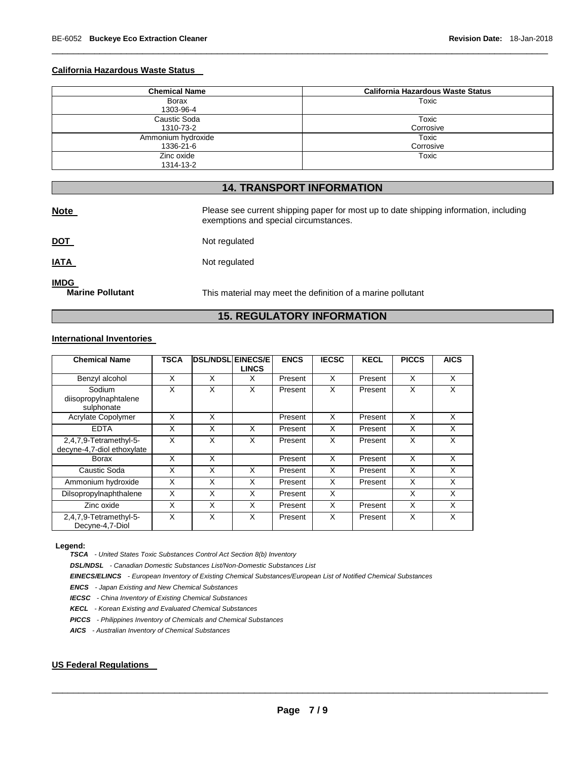#### California Hazardous Waste Status

| Chemical Name | California Hazardous Waste Status |
|---|---|
| Borax<br>1303-96-4 | Toxic |
| Caustic Soda<br>1310-73-2 | Toxic<br>Corrosive |
| Ammonium hydroxide<br>1336-21-6 | Toxic<br>Corrosive |
| Zinc oxide<br>1314-13-2 | Toxic |

## 14. TRANSPORT INFORMATION

**Note** Please see current shipping paper for most up to date shipping information, including exemptions and special circumstances.

**DOT** Not regulated

**IATA** Not regulated

**IMDG**

**Marine Pollutant** This material may meet the definition of a marine pollutant

## 15. REGULATORY INFORMATION

#### International Inventories

| Chemical Name | TSCA | DSL/NDSL | EINECS/ELINCS | ENCS | IECSC | KECL | PICCS | AICS |
|---|---|---|---|---|---|---|---|---|
| Benzyl alcohol | X | X | X | Present | X | Present | X | X |
| Sodium diisopropylnaphtalene sulphonate | X | X | X | Present | X | Present | X | X |
| Acrylate Copolymer | X | X | | Present | X | Present | X | X |
| EDTA | X | X | X | Present | X | Present | X | X |
| 2,4,7,9-Tetramethyl-5-decyne-4,7-diol ethoxylate | X | X | X | Present | X | Present | X | X |
| Borax | X | X | | Present | X | Present | X | X |
| Caustic Soda | X | X | X | Present | X | Present | X | X |
| Ammonium hydroxide | X | X | X | Present | X | Present | X | X |
| DiIsopropylnaphthalene | X | X | X | Present | X | | X | X |
| Zinc oxide | X | X | X | Present | X | Present | X | X |
| 2,4,7,9-Tetramethyl-5-Decyne-4,7-Diol | X | X | X | Present | X | Present | X | X |

**Legend:**

***TSCA*** *- United States Toxic Substances Control Act Section 8(b) Inventory*

***DSL/NDSL*** *- Canadian Domestic Substances List/Non-Domestic Substances List*

***EINECS/ELINCS*** *- European Inventory of Existing Chemical Substances/European List of Notified Chemical Substances*

***ENCS*** *- Japan Existing and New Chemical Substances*

***IECSC*** *- China Inventory of Existing Chemical Substances*

***KECL*** *- Korean Existing and Evaluated Chemical Substances*

***PICCS*** *- Philippines Inventory of Chemicals and Chemical Substances*

***AICS*** *- Australian Inventory of Chemical Substances*

#### US Federal Regulations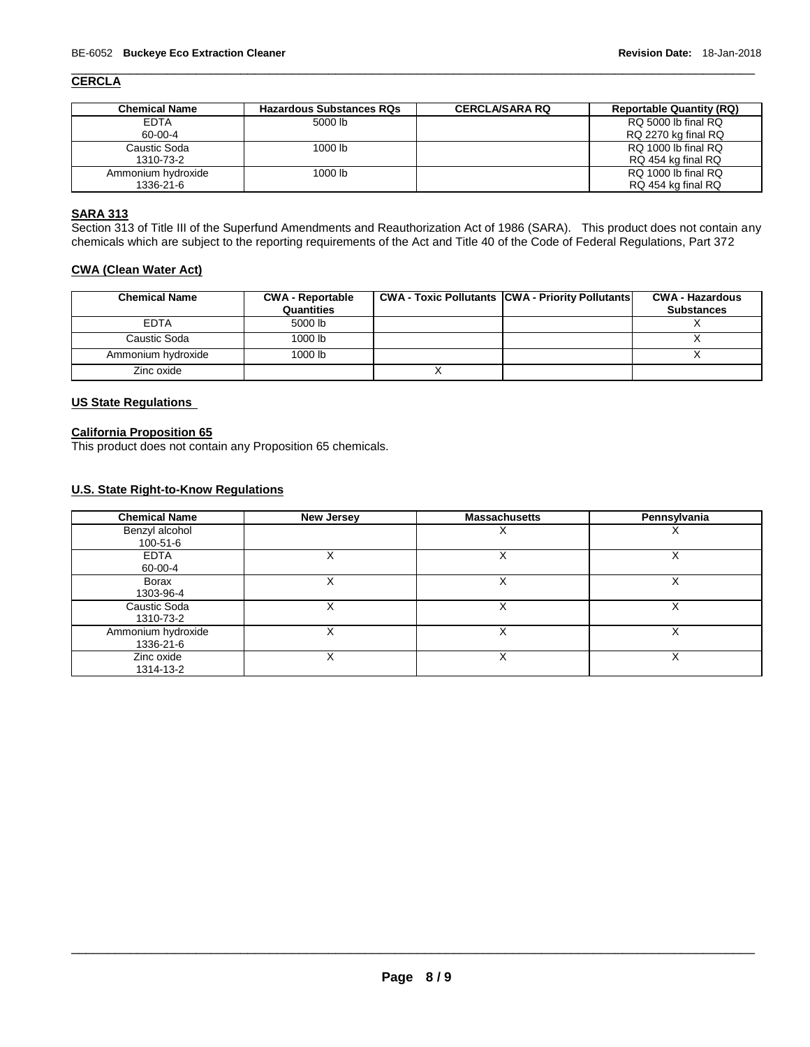## CERCLA

| Chemical Name | Hazardous Substances RQs | CERCLA/SARA RQ | Reportable Quantity (RQ) |
|---|---|---|---|
| EDTA<br>60-00-4 | 5000 lb | | RQ 5000 lb final RQ<br>RQ 2270 kg final RQ |
| Caustic Soda<br>1310-73-2 | 1000 lb | | RQ 1000 lb final RQ<br>RQ 454 kg final RQ |
| Ammonium hydroxide<br>1336-21-6 | 1000 lb | | RQ 1000 lb final RQ<br>RQ 454 kg final RQ |

## SARA 313

Section 313 of Title III of the Superfund Amendments and Reauthorization Act of 1986 (SARA). This product does not contain any chemicals which are subject to the reporting requirements of the Act and Title 40 of the Code of Federal Regulations, Part 372

## CWA (Clean Water Act)

| Chemical Name | CWA - Reportable Quantities | CWA - Toxic Pollutants | CWA - Priority Pollutants | CWA - Hazardous Substances |
|---|---|---|---|---|
| EDTA | 5000 lb | | | X |
| Caustic Soda | 1000 lb | | | X |
| Ammonium hydroxide | 1000 lb | | | X |
| Zinc oxide | | X | | |

## US State Regulations

### California Proposition 65

This product does not contain any Proposition 65 chemicals.

### U.S. State Right-to-Know Regulations

| Chemical Name | New Jersey | Massachusetts | Pennsylvania |
|---|---|---|---|
| Benzyl alcohol<br>100-51-6 | | X | X |
| EDTA<br>60-00-4 | X | X | X |
| Borax<br>1303-96-4 | X | X | X |
| Caustic Soda<br>1310-73-2 | X | X | X |
| Ammonium hydroxide<br>1336-21-6 | X | X | X |
| Zinc oxide<br>1314-13-2 | X | X | X |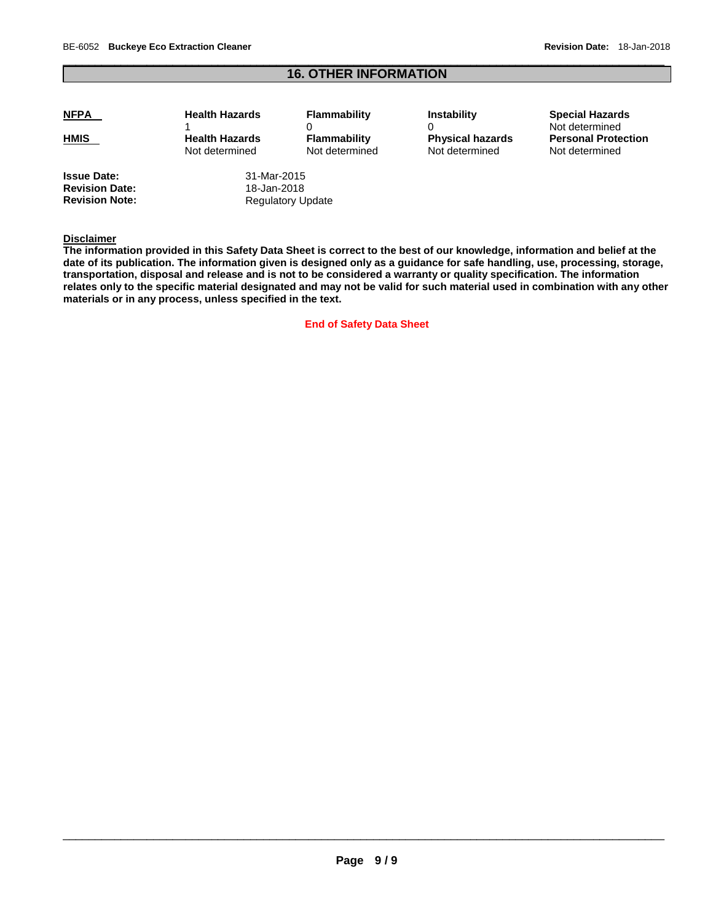## 16. OTHER INFORMATION

| | | | | |
|---|---|---|---|---|
| **NFPA** | **Health Hazards** 1 | **Flammability** 0 | **Instability** 0 | **Special Hazards** Not determined |
| **HMIS** | **Health Hazards** Not determined | **Flammability** Not determined | **Physical hazards** Not determined | **Personal Protection** Not determined |

**Issue Date:** 31-Mar-2015
**Revision Date:** 18-Jan-2018
**Revision Note:** Regulatory Update

**Disclaimer**

**The information provided in this Safety Data Sheet is correct to the best of our knowledge, information and belief at the date of its publication. The information given is designed only as a guidance for safe handling, use, processing, storage, transportation, disposal and release and is not to be considered a warranty or quality specification. The information relates only to the specific material designated and may not be valid for such material used in combination with any other materials or in any process, unless specified in the text.**

**End of Safety Data Sheet**